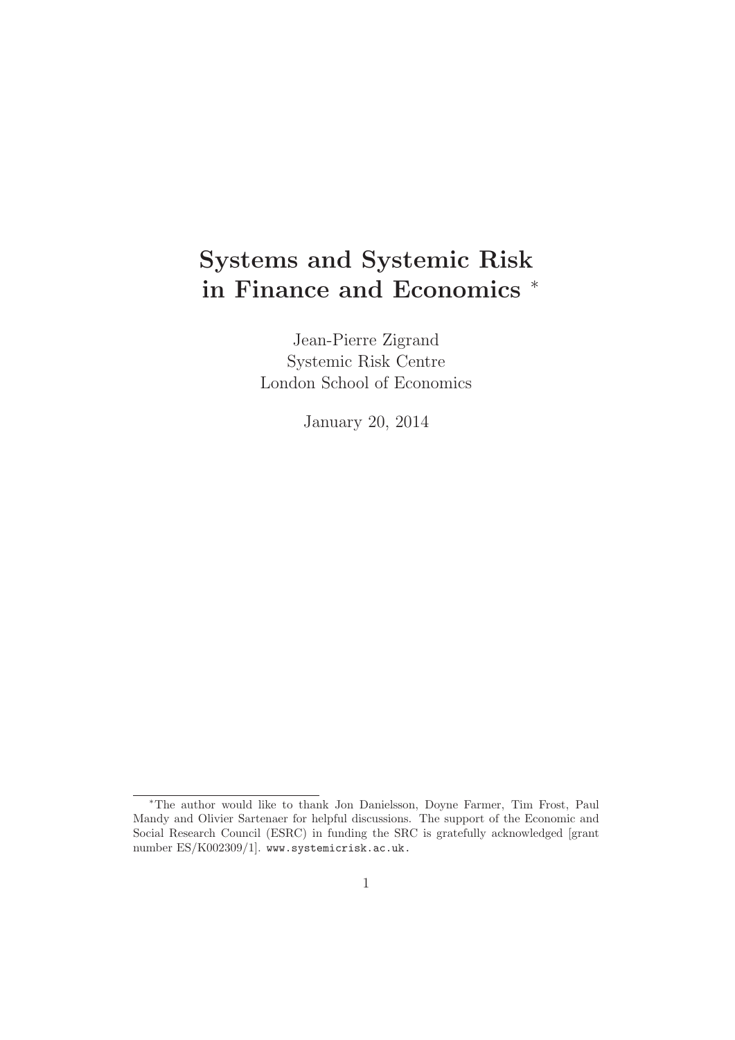# Systems and Systemic Risk in Finance and Economics *

Jean-Pierre Zigrand
Systemic Risk Centre
London School of Economics

January 20, 2014

---

*The author would like to thank Jon Danielsson, Doyne Farmer, Tim Frost, Paul Mandy and Olivier Sartenaer for helpful discussions. The support of the Economic and Social Research Council (ESRC) in funding the SRC is gratefully acknowledged [grant number ES/K002309/1]. www.systemicrisk.ac.uk.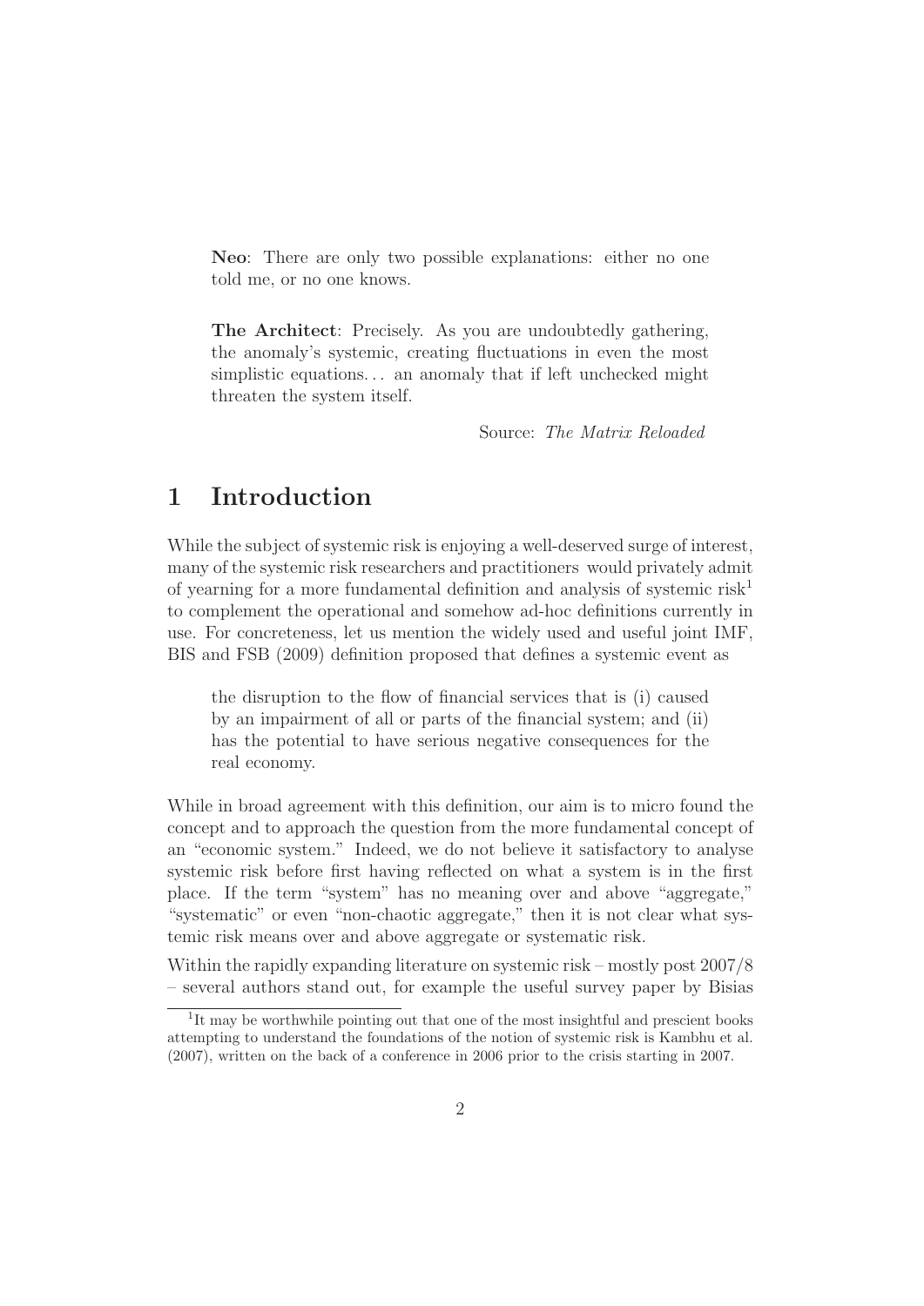**Neo**: There are only two possible explanations: either no one told me, or no one knows.

**The Architect**: Precisely. As you are undoubtedly gathering, the anomaly's systemic, creating fluctuations in even the most simplistic equations... an anomaly that if left unchecked might threaten the system itself.

Source: *The Matrix Reloaded*

# 1 Introduction

While the subject of systemic risk is enjoying a well-deserved surge of interest, many of the systemic risk researchers and practitioners would privately admit of yearning for a more fundamental definition and analysis of systemic risk[1] to complement the operational and somehow ad-hoc definitions currently in use. For concreteness, let us mention the widely used and useful joint IMF, BIS and FSB (2009) definition proposed that defines a systemic event as

> the disruption to the flow of financial services that is (i) caused by an impairment of all or parts of the financial system; and (ii) has the potential to have serious negative consequences for the real economy.

While in broad agreement with this definition, our aim is to micro found the concept and to approach the question from the more fundamental concept of an "economic system." Indeed, we do not believe it satisfactory to analyse systemic risk before first having reflected on what a system is in the first place. If the term "system" has no meaning over and above "aggregate," "systematic" or even "non-chaotic aggregate," then it is not clear what systemic risk means over and above aggregate or systematic risk.

Within the rapidly expanding literature on systemic risk – mostly post 2007/8 – several authors stand out, for example the useful survey paper by Bisias

[1] It may be worthwhile pointing out that one of the most insightful and prescient books attempting to understand the foundations of the notion of systemic risk is Kambhu et al. (2007), written on the back of a conference in 2006 prior to the crisis starting in 2007.